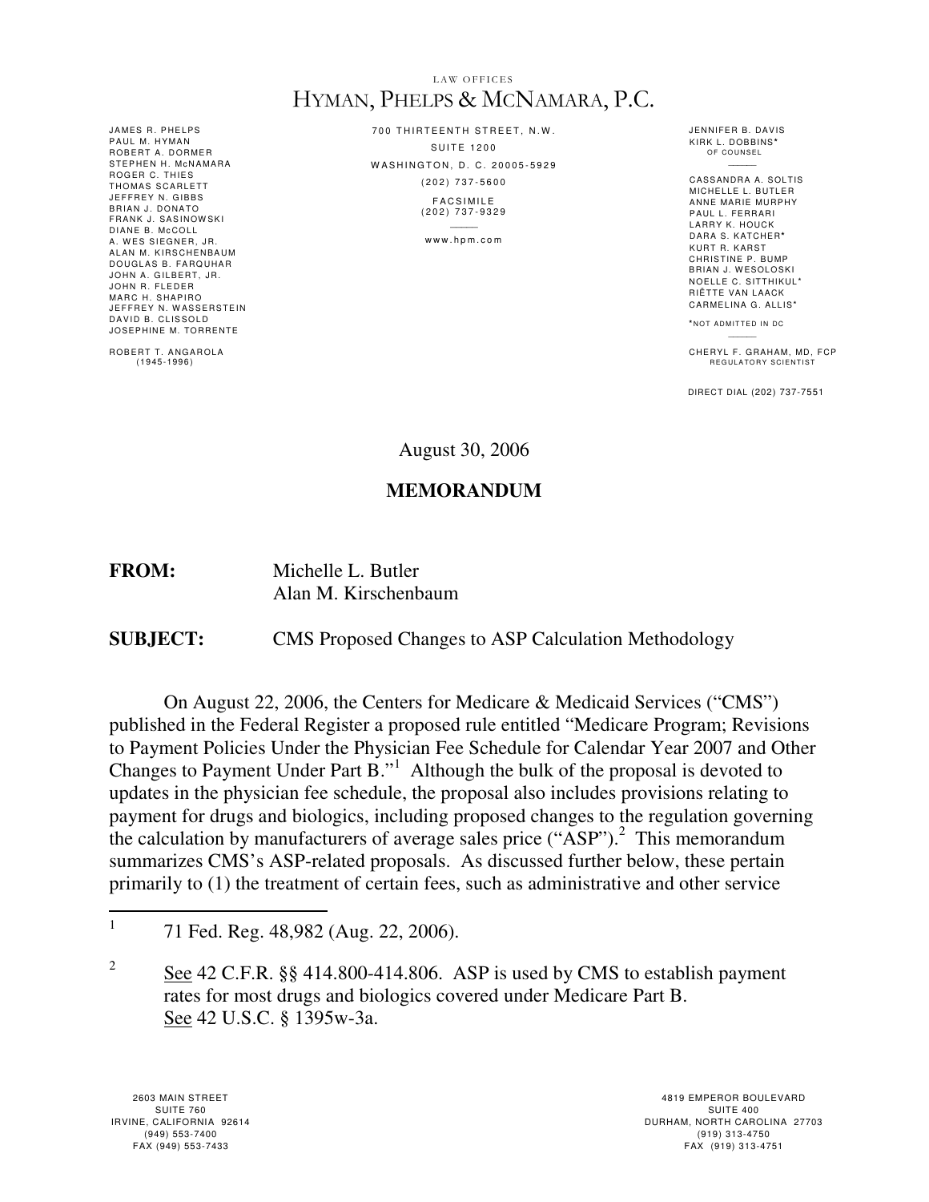LAW OFFICES

# HYMAN, PHELPS & MCNAMARA, P.C.

JAMES R. PHELPS
PAUL M. HYMAN
ROBERT A. DORMER
STEPHEN H. McNAMARA
ROGER C. THIES
THOMAS SCARLETT
JEFFREY N. GIBBS
BRIAN J. DONATO
FRANK J. SASINOWSKI
DIANE B. McCOLL
A. WES SIEGNER, JR.
ALAN M. KIRSCHENBAUM
DOUGLAS B. FARQUHAR
JOHN A. GILBERT, JR.
JOHN R. FLEDER
MARC H. SHAPIRO
JEFFREY N. WASSERSTEIN
DAVID B. CLISSOLD
JOSEPHINE M. TORRENTE

ROBERT T. ANGAROLA
(1945-1996)

700 THIRTEENTH STREET, N.W.
SUITE 1200
WASHINGTON, D. C. 20005-5929
(202) 737-5600
FACSIMILE
(202) 737-9329
www.hpm.com

JENNIFER B. DAVIS
KIRK L. DOBBINS*
OF COUNSEL

CASSANDRA A. SOLTIS
MICHELLE L. BUTLER
ANNE MARIE MURPHY
PAUL L. FERRARI
LARRY K. HOUCK
DARA S. KATCHER*
KURT R. KARST
CHRISTINE P. BUMP
BRIAN J. WESOLOSKI
NOELLE C. SITTHIKUL*
RIËTTE VAN LAACK
CARMELINA G. ALLIS*

*NOT ADMITTED IN DC

CHERYL F. GRAHAM, MD, FCP
REGULATORY SCIENTIST

DIRECT DIAL (202) 737-7551

August 30, 2006

**MEMORANDUM**

**FROM:** Michelle L. Butler
Alan M. Kirschenbaum

**SUBJECT:** CMS Proposed Changes to ASP Calculation Methodology

On August 22, 2006, the Centers for Medicare & Medicaid Services ("CMS") published in the Federal Register a proposed rule entitled "Medicare Program; Revisions to Payment Policies Under the Physician Fee Schedule for Calendar Year 2007 and Other Changes to Payment Under Part B."[1] Although the bulk of the proposal is devoted to updates in the physician fee schedule, the proposal also includes provisions relating to payment for drugs and biologics, including proposed changes to the regulation governing the calculation by manufacturers of average sales price ("ASP").[2] This memorandum summarizes CMS's ASP-related proposals. As discussed further below, these pertain primarily to (1) the treatment of certain fees, such as administrative and other service

---

[1] 71 Fed. Reg. 48,982 (Aug. 22, 2006).

[2] See 42 C.F.R. §§ 414.800-414.806. ASP is used by CMS to establish payment rates for most drugs and biologics covered under Medicare Part B. See 42 U.S.C. § 1395w-3a.

2603 MAIN STREET
SUITE 760
IRVINE, CALIFORNIA 92614
(949) 553-7400
FAX (949) 553-7433

4819 EMPEROR BOULEVARD
SUITE 400
DURHAM, NORTH CAROLINA 27703
(919) 313-4750
FAX (919) 313-4751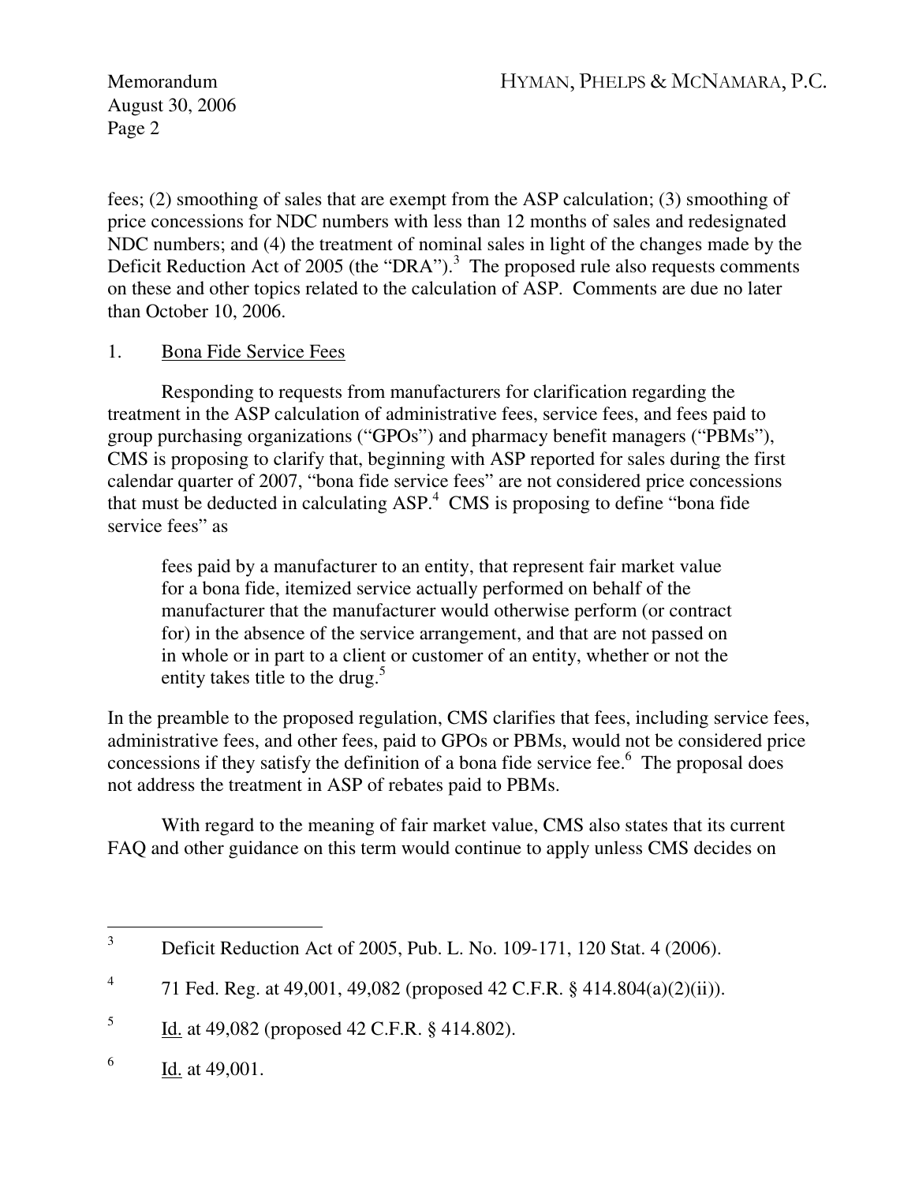fees; (2) smoothing of sales that are exempt from the ASP calculation; (3) smoothing of price concessions for NDC numbers with less than 12 months of sales and redesignated NDC numbers; and (4) the treatment of nominal sales in light of the changes made by the Deficit Reduction Act of 2005 (the "DRA").[3] The proposed rule also requests comments on these and other topics related to the calculation of ASP. Comments are due no later than October 10, 2006.

1. Bona Fide Service Fees

Responding to requests from manufacturers for clarification regarding the treatment in the ASP calculation of administrative fees, service fees, and fees paid to group purchasing organizations ("GPOs") and pharmacy benefit managers ("PBMs"), CMS is proposing to clarify that, beginning with ASP reported for sales during the first calendar quarter of 2007, "bona fide service fees" are not considered price concessions that must be deducted in calculating ASP.[4] CMS is proposing to define "bona fide service fees" as

> fees paid by a manufacturer to an entity, that represent fair market value for a bona fide, itemized service actually performed on behalf of the manufacturer that the manufacturer would otherwise perform (or contract for) in the absence of the service arrangement, and that are not passed on in whole or in part to a client or customer of an entity, whether or not the entity takes title to the drug.[5]

In the preamble to the proposed regulation, CMS clarifies that fees, including service fees, administrative fees, and other fees, paid to GPOs or PBMs, would not be considered price concessions if they satisfy the definition of a bona fide service fee.[6] The proposal does not address the treatment in ASP of rebates paid to PBMs.

With regard to the meaning of fair market value, CMS also states that its current FAQ and other guidance on this term would continue to apply unless CMS decides on

---

[3] Deficit Reduction Act of 2005, Pub. L. No. 109-171, 120 Stat. 4 (2006).

[4] 71 Fed. Reg. at 49,001, 49,082 (proposed 42 C.F.R. § 414.804(a)(2)(ii)).

[5] Id. at 49,082 (proposed 42 C.F.R. § 414.802).

[6] Id. at 49,001.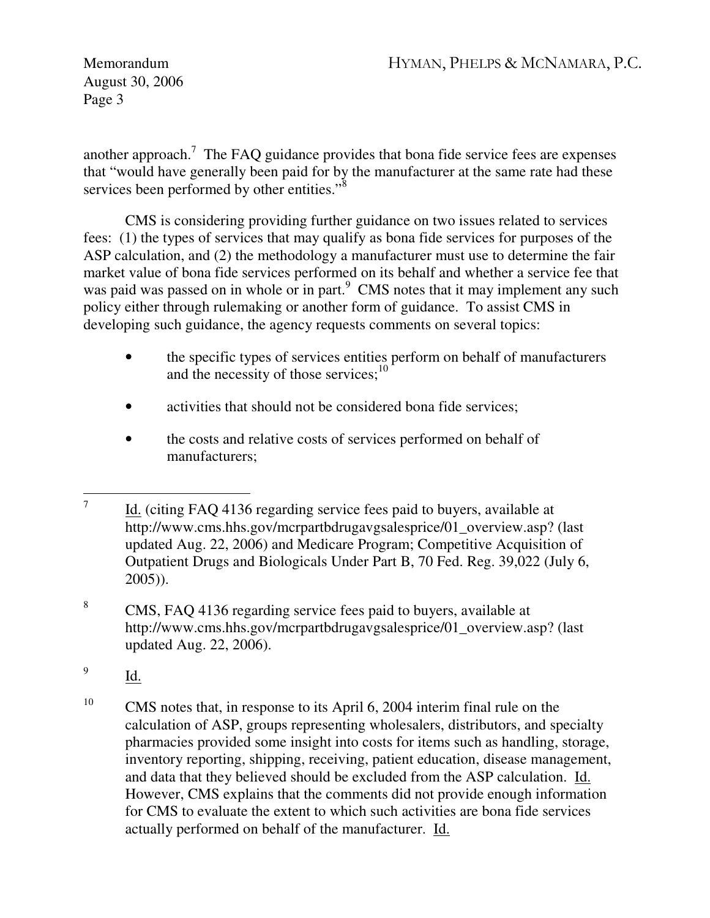another approach.[7] The FAQ guidance provides that bona fide service fees are expenses that "would have generally been paid for by the manufacturer at the same rate had these services been performed by other entities."[8]

CMS is considering providing further guidance on two issues related to services fees: (1) the types of services that may qualify as bona fide services for purposes of the ASP calculation, and (2) the methodology a manufacturer must use to determine the fair market value of bona fide services performed on its behalf and whether a service fee that was paid was passed on in whole or in part.[9] CMS notes that it may implement any such policy either through rulemaking or another form of guidance. To assist CMS in developing such guidance, the agency requests comments on several topics:

- the specific types of services entities perform on behalf of manufacturers and the necessity of those services;[10]
- activities that should not be considered bona fide services;
- the costs and relative costs of services performed on behalf of manufacturers;

---

[7] Id. (citing FAQ 4136 regarding service fees paid to buyers, available at http://www.cms.hhs.gov/mcrpartbdrugavgsalesprice/01_overview.asp? (last updated Aug. 22, 2006) and Medicare Program; Competitive Acquisition of Outpatient Drugs and Biologicals Under Part B, 70 Fed. Reg. 39,022 (July 6, 2005)).

[8] CMS, FAQ 4136 regarding service fees paid to buyers, available at http://www.cms.hhs.gov/mcrpartbdrugavgsalesprice/01_overview.asp? (last updated Aug. 22, 2006).

[9] Id.

[10] CMS notes that, in response to its April 6, 2004 interim final rule on the calculation of ASP, groups representing wholesalers, distributors, and specialty pharmacies provided some insight into costs for items such as handling, storage, inventory reporting, shipping, receiving, patient education, disease management, and data that they believed should be excluded from the ASP calculation. Id. However, CMS explains that the comments did not provide enough information for CMS to evaluate the extent to which such activities are bona fide services actually performed on behalf of the manufacturer. Id.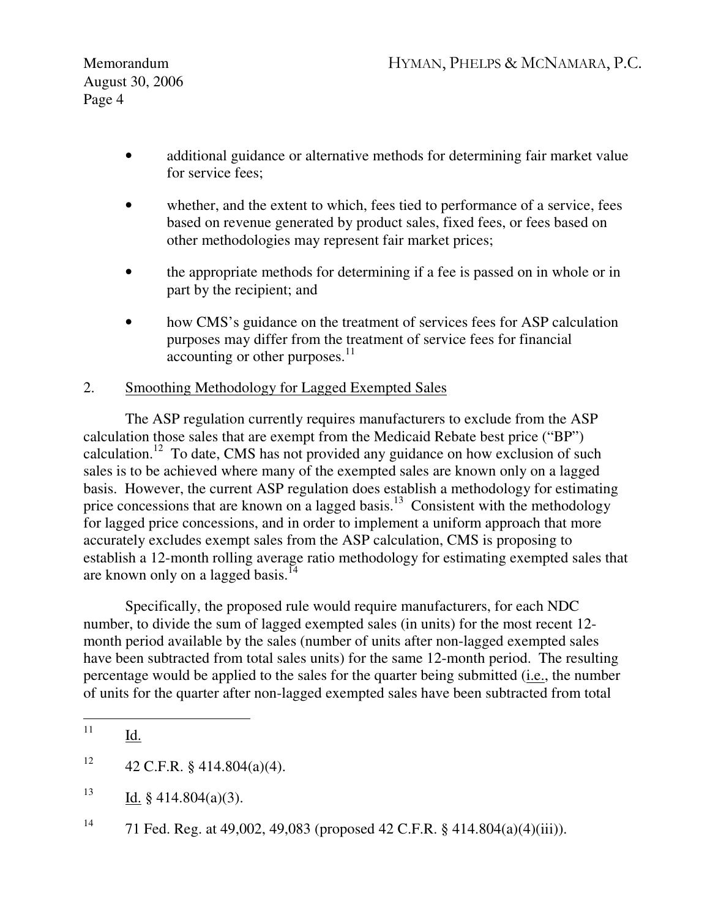- additional guidance or alternative methods for determining fair market value for service fees;
- whether, and the extent to which, fees tied to performance of a service, fees based on revenue generated by product sales, fixed fees, or fees based on other methodologies may represent fair market prices;
- the appropriate methods for determining if a fee is passed on in whole or in part by the recipient; and
- how CMS's guidance on the treatment of services fees for ASP calculation purposes may differ from the treatment of service fees for financial accounting or other purposes.[11]

2. Smoothing Methodology for Lagged Exempted Sales

The ASP regulation currently requires manufacturers to exclude from the ASP calculation those sales that are exempt from the Medicaid Rebate best price ("BP") calculation.[12] To date, CMS has not provided any guidance on how exclusion of such sales is to be achieved where many of the exempted sales are known only on a lagged basis. However, the current ASP regulation does establish a methodology for estimating price concessions that are known on a lagged basis.[13] Consistent with the methodology for lagged price concessions, and in order to implement a uniform approach that more accurately excludes exempt sales from the ASP calculation, CMS is proposing to establish a 12-month rolling average ratio methodology for estimating exempted sales that are known only on a lagged basis.[14]

Specifically, the proposed rule would require manufacturers, for each NDC number, to divide the sum of lagged exempted sales (in units) for the most recent 12-month period available by the sales (number of units after non-lagged exempted sales have been subtracted from total sales units) for the same 12-month period. The resulting percentage would be applied to the sales for the quarter being submitted (i.e., the number of units for the quarter after non-lagged exempted sales have been subtracted from total

---

[11] Id.

[12] 42 C.F.R. § 414.804(a)(4).

[13] Id. § 414.804(a)(3).

[14] 71 Fed. Reg. at 49,002, 49,083 (proposed 42 C.F.R. § 414.804(a)(4)(iii)).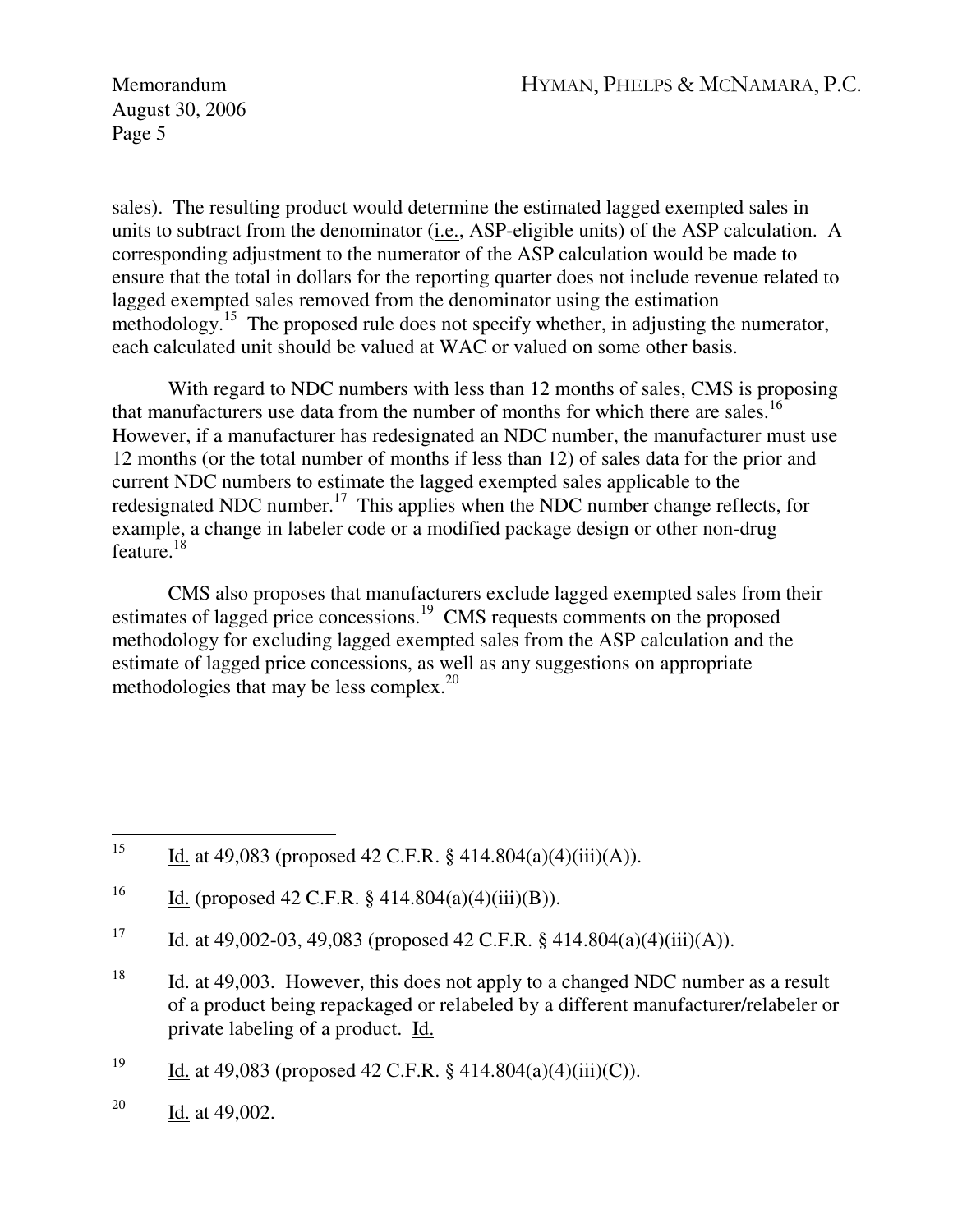sales). The resulting product would determine the estimated lagged exempted sales in units to subtract from the denominator (i.e., ASP-eligible units) of the ASP calculation. A corresponding adjustment to the numerator of the ASP calculation would be made to ensure that the total in dollars for the reporting quarter does not include revenue related to lagged exempted sales removed from the denominator using the estimation methodology.[15] The proposed rule does not specify whether, in adjusting the numerator, each calculated unit should be valued at WAC or valued on some other basis.

With regard to NDC numbers with less than 12 months of sales, CMS is proposing that manufacturers use data from the number of months for which there are sales.[16] However, if a manufacturer has redesignated an NDC number, the manufacturer must use 12 months (or the total number of months if less than 12) of sales data for the prior and current NDC numbers to estimate the lagged exempted sales applicable to the redesignated NDC number.[17] This applies when the NDC number change reflects, for example, a change in labeler code or a modified package design or other non-drug feature.[18]

CMS also proposes that manufacturers exclude lagged exempted sales from their estimates of lagged price concessions.[19] CMS requests comments on the proposed methodology for excluding lagged exempted sales from the ASP calculation and the estimate of lagged price concessions, as well as any suggestions on appropriate methodologies that may be less complex.[20]

---

[15] Id. at 49,083 (proposed 42 C.F.R. § 414.804(a)(4)(iii)(A)).

[16] Id. (proposed 42 C.F.R. § 414.804(a)(4)(iii)(B)).

[17] Id. at 49,002-03, 49,083 (proposed 42 C.F.R. § 414.804(a)(4)(iii)(A)).

[18] Id. at 49,003. However, this does not apply to a changed NDC number as a result of a product being repackaged or relabeled by a different manufacturer/relabeler or private labeling of a product. Id.

[19] Id. at 49,083 (proposed 42 C.F.R. § 414.804(a)(4)(iii)(C)).

[20] Id. at 49,002.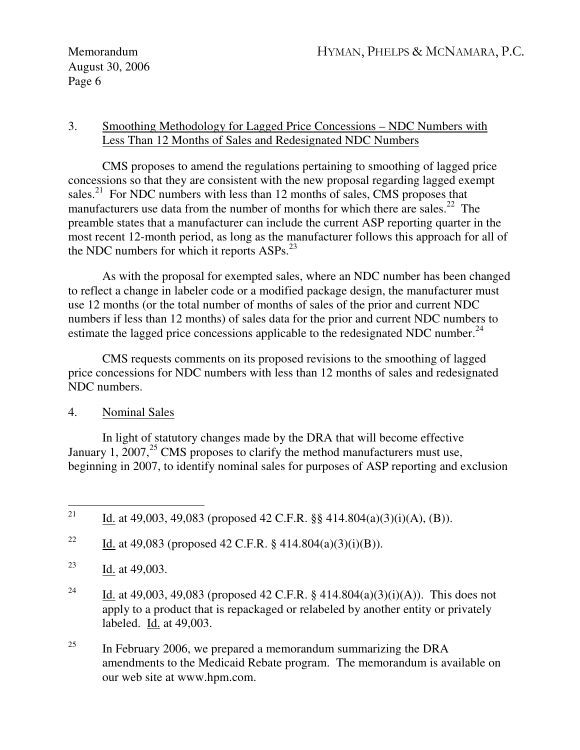3. Smoothing Methodology for Lagged Price Concessions – NDC Numbers with Less Than 12 Months of Sales and Redesignated NDC Numbers

CMS proposes to amend the regulations pertaining to smoothing of lagged price concessions so that they are consistent with the new proposal regarding lagged exempt sales.[21] For NDC numbers with less than 12 months of sales, CMS proposes that manufacturers use data from the number of months for which there are sales.[22] The preamble states that a manufacturer can include the current ASP reporting quarter in the most recent 12-month period, as long as the manufacturer follows this approach for all of the NDC numbers for which it reports ASPs.[23]

As with the proposal for exempted sales, where an NDC number has been changed to reflect a change in labeler code or a modified package design, the manufacturer must use 12 months (or the total number of months of sales of the prior and current NDC numbers if less than 12 months) of sales data for the prior and current NDC numbers to estimate the lagged price concessions applicable to the redesignated NDC number.[24]

CMS requests comments on its proposed revisions to the smoothing of lagged price concessions for NDC numbers with less than 12 months of sales and redesignated NDC numbers.

4. Nominal Sales

In light of statutory changes made by the DRA that will become effective January 1, 2007,[25] CMS proposes to clarify the method manufacturers must use, beginning in 2007, to identify nominal sales for purposes of ASP reporting and exclusion

---

[21] Id. at 49,003, 49,083 (proposed 42 C.F.R. §§ 414.804(a)(3)(i)(A), (B)).

[22] Id. at 49,083 (proposed 42 C.F.R. § 414.804(a)(3)(i)(B)).

[23] Id. at 49,003.

[24] Id. at 49,003, 49,083 (proposed 42 C.F.R. § 414.804(a)(3)(i)(A)). This does not apply to a product that is repackaged or relabeled by another entity or privately labeled. Id. at 49,003.

[25] In February 2006, we prepared a memorandum summarizing the DRA amendments to the Medicaid Rebate program. The memorandum is available on our web site at www.hpm.com.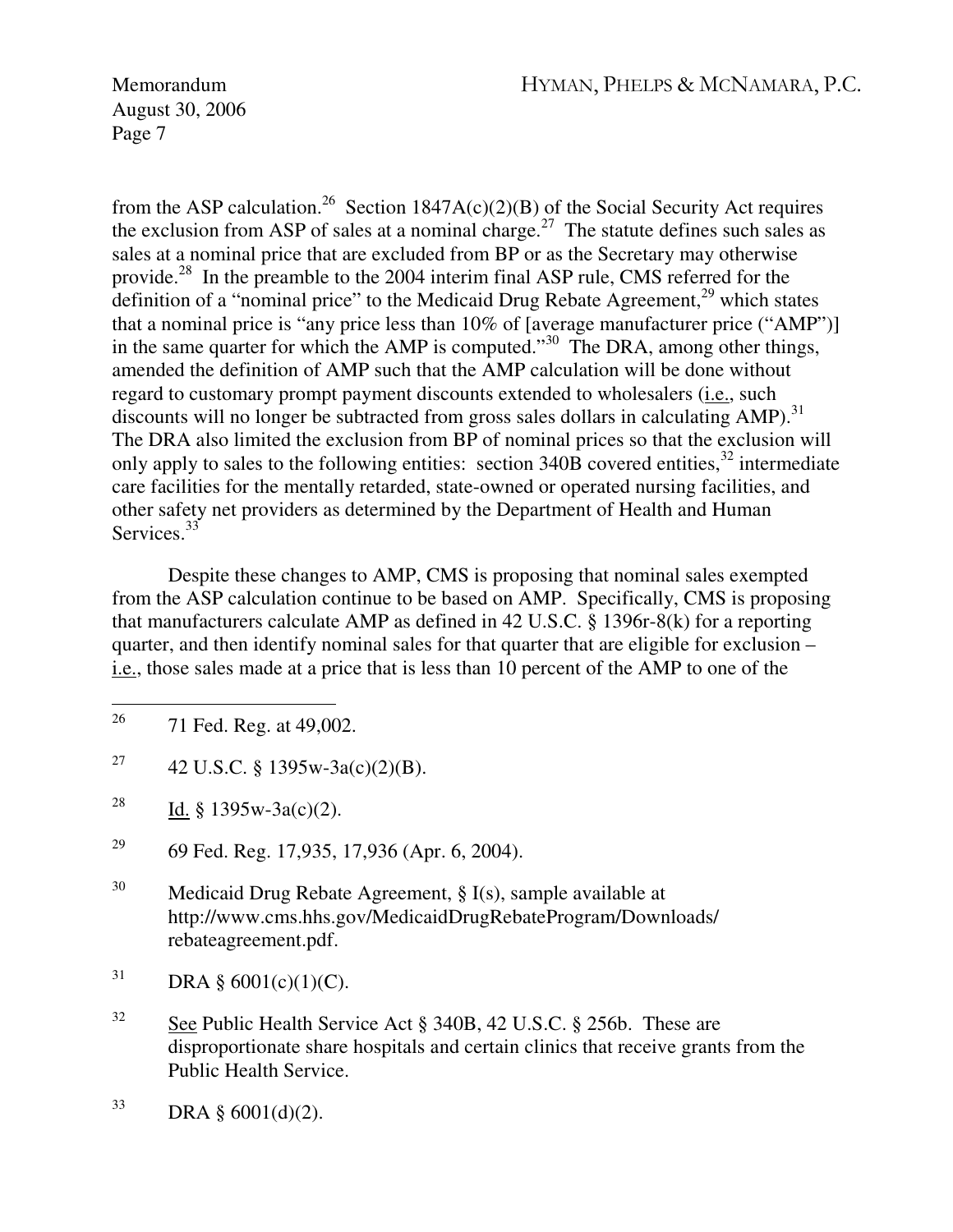from the ASP calculation.[26] Section 1847A(c)(2)(B) of the Social Security Act requires the exclusion from ASP of sales at a nominal charge.[27] The statute defines such sales as sales at a nominal price that are excluded from BP or as the Secretary may otherwise provide.[28] In the preamble to the 2004 interim final ASP rule, CMS referred for the definition of a "nominal price" to the Medicaid Drug Rebate Agreement,[29] which states that a nominal price is "any price less than 10% of [average manufacturer price ("AMP")] in the same quarter for which the AMP is computed."[30] The DRA, among other things, amended the definition of AMP such that the AMP calculation will be done without regard to customary prompt payment discounts extended to wholesalers (i.e., such discounts will no longer be subtracted from gross sales dollars in calculating AMP).[31] The DRA also limited the exclusion from BP of nominal prices so that the exclusion will only apply to sales to the following entities: section 340B covered entities,[32] intermediate care facilities for the mentally retarded, state-owned or operated nursing facilities, and other safety net providers as determined by the Department of Health and Human Services.[33]

Despite these changes to AMP, CMS is proposing that nominal sales exempted from the ASP calculation continue to be based on AMP. Specifically, CMS is proposing that manufacturers calculate AMP as defined in 42 U.S.C. § 1396r-8(k) for a reporting quarter, and then identify nominal sales for that quarter that are eligible for exclusion – i.e., those sales made at a price that is less than 10 percent of the AMP to one of the

---

[26] 71 Fed. Reg. at 49,002.

[27] 42 U.S.C. § 1395w-3a(c)(2)(B).

[28] Id. § 1395w-3a(c)(2).

[29] 69 Fed. Reg. 17,935, 17,936 (Apr. 6, 2004).

[30] Medicaid Drug Rebate Agreement, § I(s), sample available at http://www.cms.hhs.gov/MedicaidDrugRebateProgram/Downloads/rebateagreement.pdf.

[31] DRA § 6001(c)(1)(C).

[32] See Public Health Service Act § 340B, 42 U.S.C. § 256b. These are disproportionate share hospitals and certain clinics that receive grants from the Public Health Service.

[33] DRA § 6001(d)(2).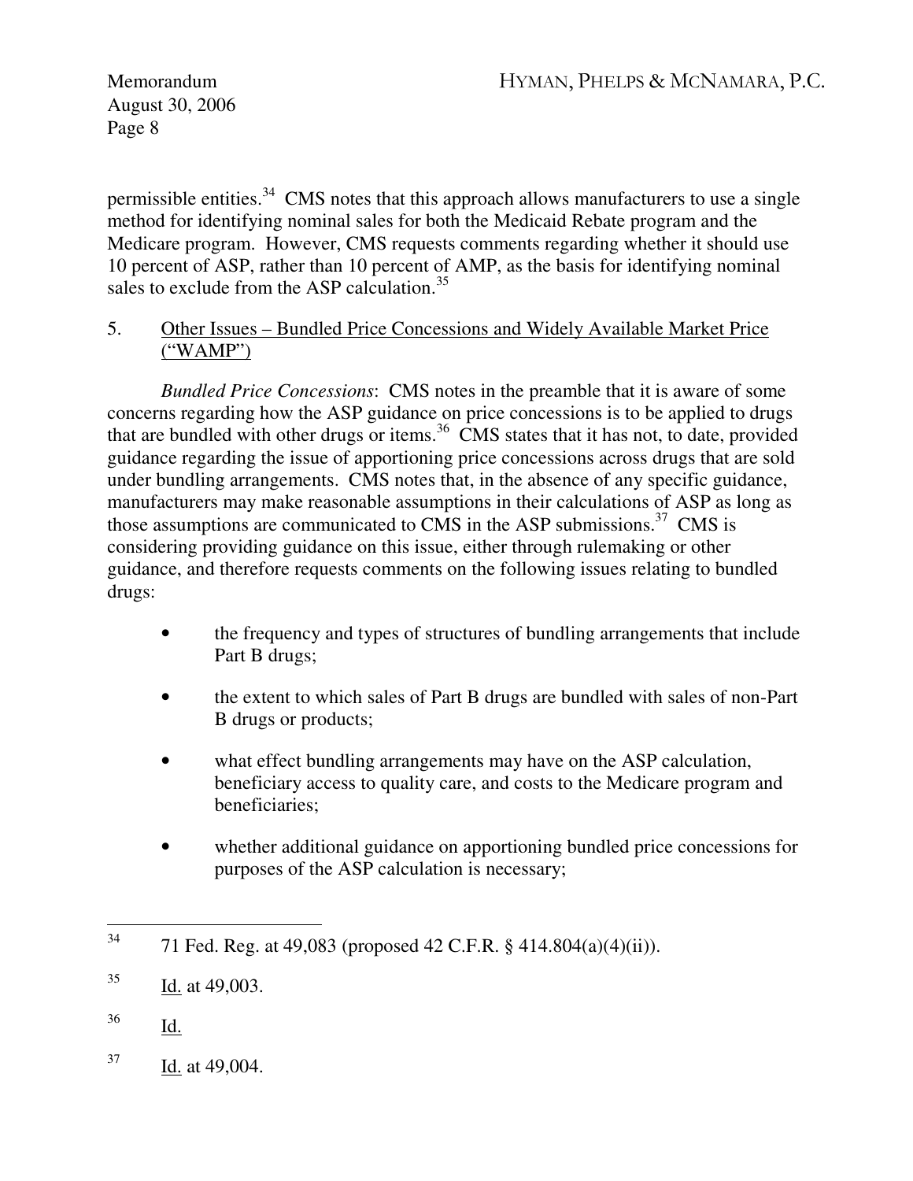permissible entities.[34] CMS notes that this approach allows manufacturers to use a single method for identifying nominal sales for both the Medicaid Rebate program and the Medicare program. However, CMS requests comments regarding whether it should use 10 percent of ASP, rather than 10 percent of AMP, as the basis for identifying nominal sales to exclude from the ASP calculation.[35]

5. Other Issues – Bundled Price Concessions and Widely Available Market Price ("WAMP")

*Bundled Price Concessions*: CMS notes in the preamble that it is aware of some concerns regarding how the ASP guidance on price concessions is to be applied to drugs that are bundled with other drugs or items.[36] CMS states that it has not, to date, provided guidance regarding the issue of apportioning price concessions across drugs that are sold under bundling arrangements. CMS notes that, in the absence of any specific guidance, manufacturers may make reasonable assumptions in their calculations of ASP as long as those assumptions are communicated to CMS in the ASP submissions.[37] CMS is considering providing guidance on this issue, either through rulemaking or other guidance, and therefore requests comments on the following issues relating to bundled drugs:

- the frequency and types of structures of bundling arrangements that include Part B drugs;
- the extent to which sales of Part B drugs are bundled with sales of non-Part B drugs or products;
- what effect bundling arrangements may have on the ASP calculation, beneficiary access to quality care, and costs to the Medicare program and beneficiaries;
- whether additional guidance on apportioning bundled price concessions for purposes of the ASP calculation is necessary;

---

[34] 71 Fed. Reg. at 49,083 (proposed 42 C.F.R. § 414.804(a)(4)(ii)).

[35] Id. at 49,003.

[36] Id.

[37] Id. at 49,004.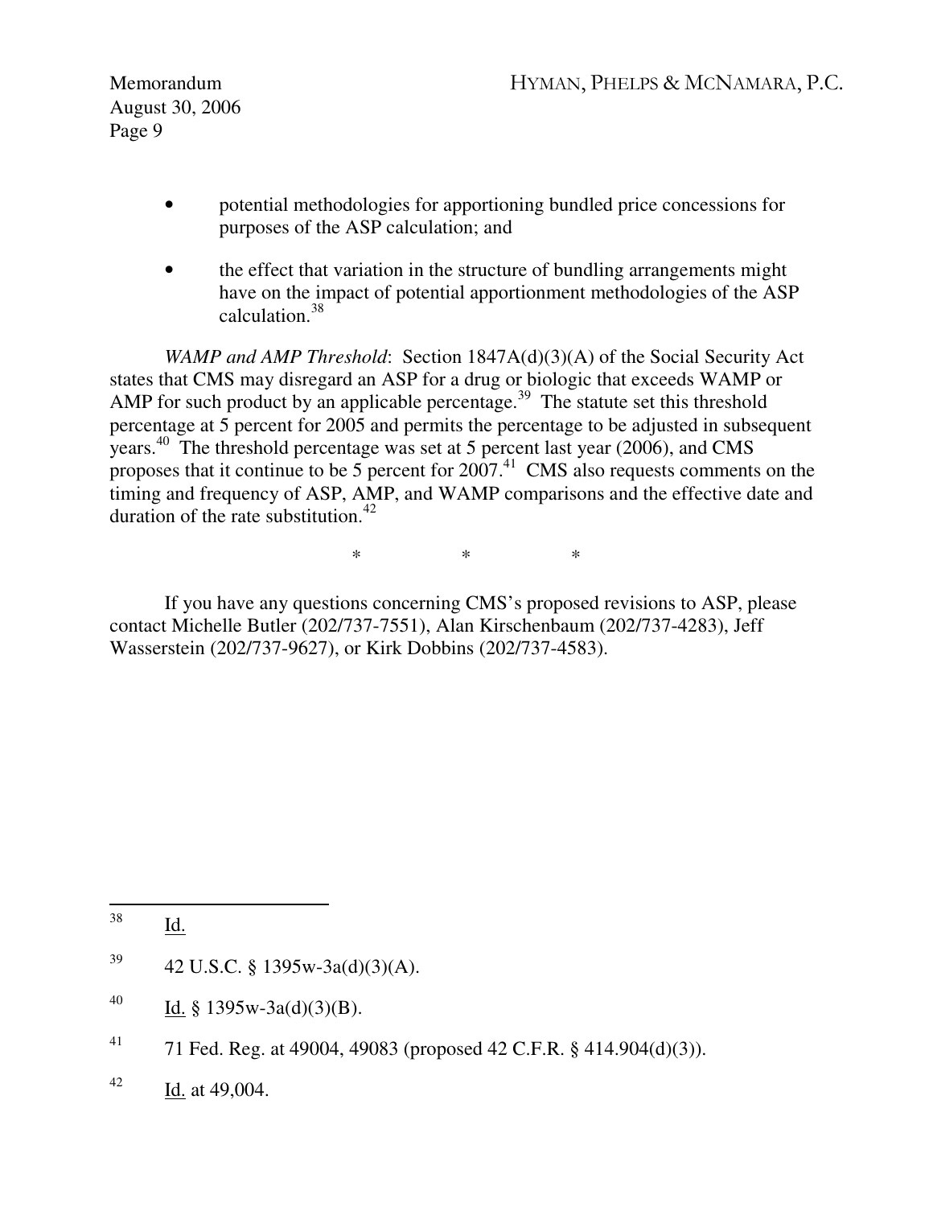- potential methodologies for apportioning bundled price concessions for purposes of the ASP calculation; and
- the effect that variation in the structure of bundling arrangements might have on the impact of potential apportionment methodologies of the ASP calculation.[38]

*WAMP and AMP Threshold*: Section 1847A(d)(3)(A) of the Social Security Act states that CMS may disregard an ASP for a drug or biologic that exceeds WAMP or AMP for such product by an applicable percentage.[39] The statute set this threshold percentage at 5 percent for 2005 and permits the percentage to be adjusted in subsequent years.[40] The threshold percentage was set at 5 percent last year (2006), and CMS proposes that it continue to be 5 percent for 2007.[41] CMS also requests comments on the timing and frequency of ASP, AMP, and WAMP comparisons and the effective date and duration of the rate substitution.[42]

\* \* \*

If you have any questions concerning CMS's proposed revisions to ASP, please contact Michelle Butler (202/737-7551), Alan Kirschenbaum (202/737-4283), Jeff Wasserstein (202/737-9627), or Kirk Dobbins (202/737-4583).

---

[38] Id.

[39] 42 U.S.C. § 1395w-3a(d)(3)(A).

[40] Id. § 1395w-3a(d)(3)(B).

[41] 71 Fed. Reg. at 49004, 49083 (proposed 42 C.F.R. § 414.904(d)(3)).

[42] Id. at 49,004.